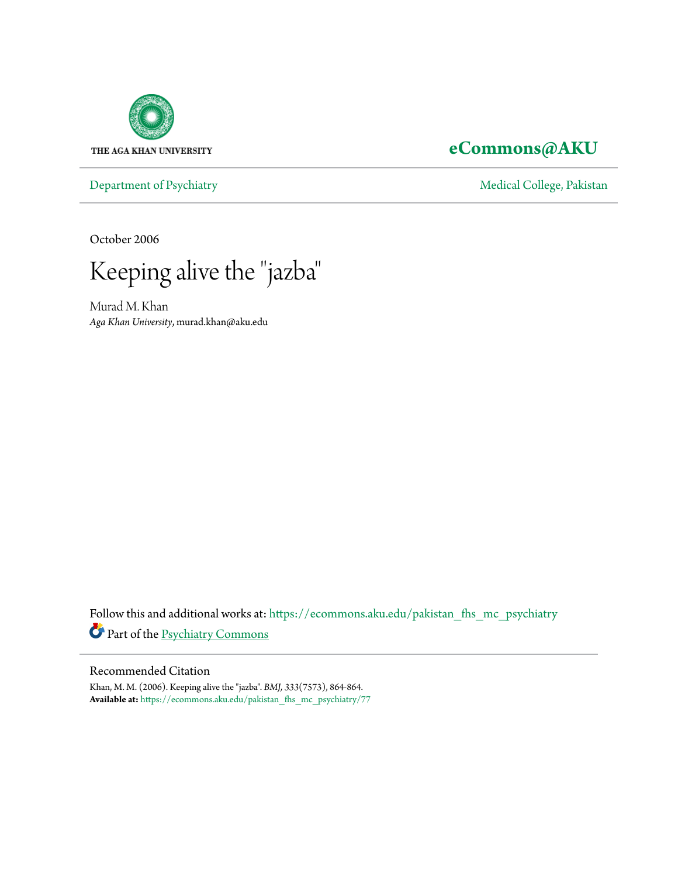THE AGA KHAN UNIVERSITY

**eCommons@AKU**

Department of Psychiatry

Medical College, Pakistan

October 2006

# Keeping alive the "jazba"

Murad M. Khan
*Aga Khan University*, murad.khan@aku.edu

Follow this and additional works at: https://ecommons.aku.edu/pakistan_fhs_mc_psychiatry

Part of the Psychiatry Commons

## Recommended Citation

Khan, M. M. (2006). Keeping alive the "jazba". *BMJ, 333*(7573), 864-864.
**Available at:** https://ecommons.aku.edu/pakistan_fhs_mc_psychiatry/77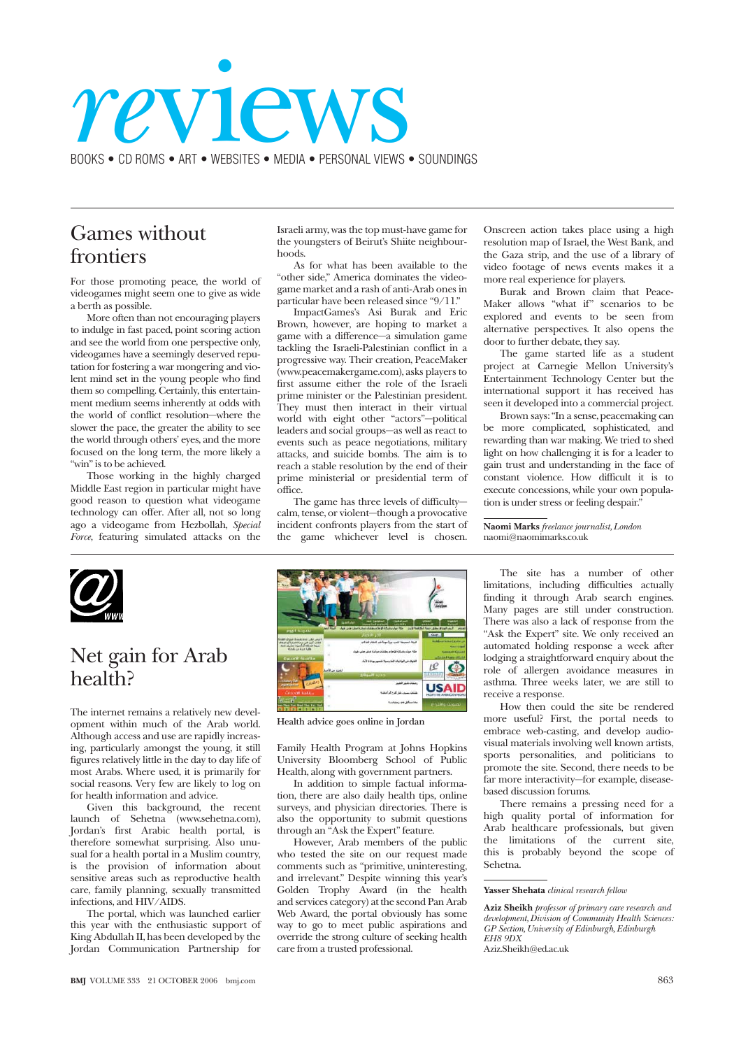# reviews

BOOKS • CD ROMS • ART • WEBSITES • MEDIA • PERSONAL VIEWS • SOUNDINGS

## Games without frontiers

For those promoting peace, the world of videogames might seem one to give as wide a berth as possible.

More often than not encouraging players to indulge in fast paced, point scoring action and see the world from one perspective only, videogames have a seemingly deserved reputation for fostering a war mongering and violent mind set in the young people who find them so compelling. Certainly, this entertainment medium seems inherently at odds with the world of conflict resolution—where the slower the pace, the greater the ability to see the world through others' eyes, and the more focused on the long term, the more likely a "win" is to be achieved.

Those working in the highly charged Middle East region in particular might have good reason to question what videogame technology can offer. After all, not so long ago a videogame from Hezbollah, *Special Force*, featuring simulated attacks on the Israeli army, was the top must-have game for the youngsters of Beirut's Shiite neighbourhoods.

As for what has been available to the "other side," America dominates the videogame market and a rash of anti-Arab ones in particular have been released since "9/11."

ImpactGames's Asi Burak and Eric Brown, however, are hoping to market a game with a difference—a simulation game tackling the Israeli-Palestinian conflict in a progressive way. Their creation, PeaceMaker (www.peacemakergame.com), asks players to first assume either the role of the Israeli prime minister or the Palestinian president. They must then interact in their virtual world with eight other "actors"—political leaders and social groups—as well as react to events such as peace negotiations, military attacks, and suicide bombs. The aim is to reach a stable resolution by the end of their prime ministerial or presidential term of office.

The game has three levels of difficulty—calm, tense, or violent—though a provocative incident confronts players from the start of the game whichever level is chosen. Onscreen action takes place using a high resolution map of Israel, the West Bank, and the Gaza strip, and the use of a library of video footage of news events makes it a more real experience for players.

Burak and Brown claim that PeaceMaker allows "what if" scenarios to be explored and events to be seen from alternative perspectives. It also opens the door to further debate, they say.

The game started life as a student project at Carnegie Mellon University's Entertainment Technology Center but the international support it has received has seen it developed into a commercial project.

Brown says: "In a sense, peacemaking can be more complicated, sophisticated, and rewarding than war making. We tried to shed light on how challenging it is for a leader to gain trust and understanding in the face of constant violence. How difficult it is to execute concessions, while your own population is under stress or feeling despair."

**Naomi Marks** *freelance journalist, London*
naomi@naomimarks.co.uk

## Net gain for Arab health?

The internet remains a relatively new development within much of the Arab world. Although access and use are rapidly increasing, particularly amongst the young, it still figures relatively little in the day to day life of most Arabs. Where used, it is primarily for social reasons. Very few are likely to log on for health information and advice.

Given this background, the recent launch of Sehetna (www.sehetna.com), Jordan's first Arabic health portal, is therefore somewhat surprising. Also unusual for a health portal in a Muslim country, is the provision of information about sensitive areas such as reproductive health care, family planning, sexually transmitted infections, and HIV/AIDS.

The portal, which was launched earlier this year with the enthusiastic support of King Abdullah II, has been developed by the Jordan Communication Partnership for Family Health Program at Johns Hopkins University Bloomberg School of Public Health, along with government partners.

Health advice goes online in Jordan

In addition to simple factual information, there are also daily health tips, online surveys, and physician directories. There is also the opportunity to submit questions through an "Ask the Expert" feature.

However, Arab members of the public who tested the site on our request made comments such as "primitive, uninteresting, and irrelevant." Despite winning this year's Golden Trophy Award (in the health and services category) at the second Pan Arab Web Award, the portal obviously has some way to go to meet public aspirations and override the strong culture of seeking health care from a trusted professional.

The site has a number of other limitations, including difficulties actually finding it through Arab search engines. Many pages are still under construction. There was also a lack of response from the "Ask the Expert" site. We only received an automated holding response a week after lodging a straightforward enquiry about the role of allergen avoidance measures in asthma. Three weeks later, we are still to receive a response.

How then could the site be rendered more useful? First, the portal needs to embrace web-casting, and develop audio-visual materials involving well known artists, sports personalities, and politicians to promote the site. Second, there needs to be far more interactivity—for example, disease-based discussion forums.

There remains a pressing need for a high quality portal of information for Arab healthcare professionals, but given the limitations of the current site, this is probably beyond the scope of Sehetna.

**Yasser Shehata** *clinical research fellow*

**Aziz Sheikh** *professor of primary care research and development, Division of Community Health Sciences: GP Section, University of Edinburgh, Edinburgh EH8 9DX*
Aziz.Sheikh@ed.ac.uk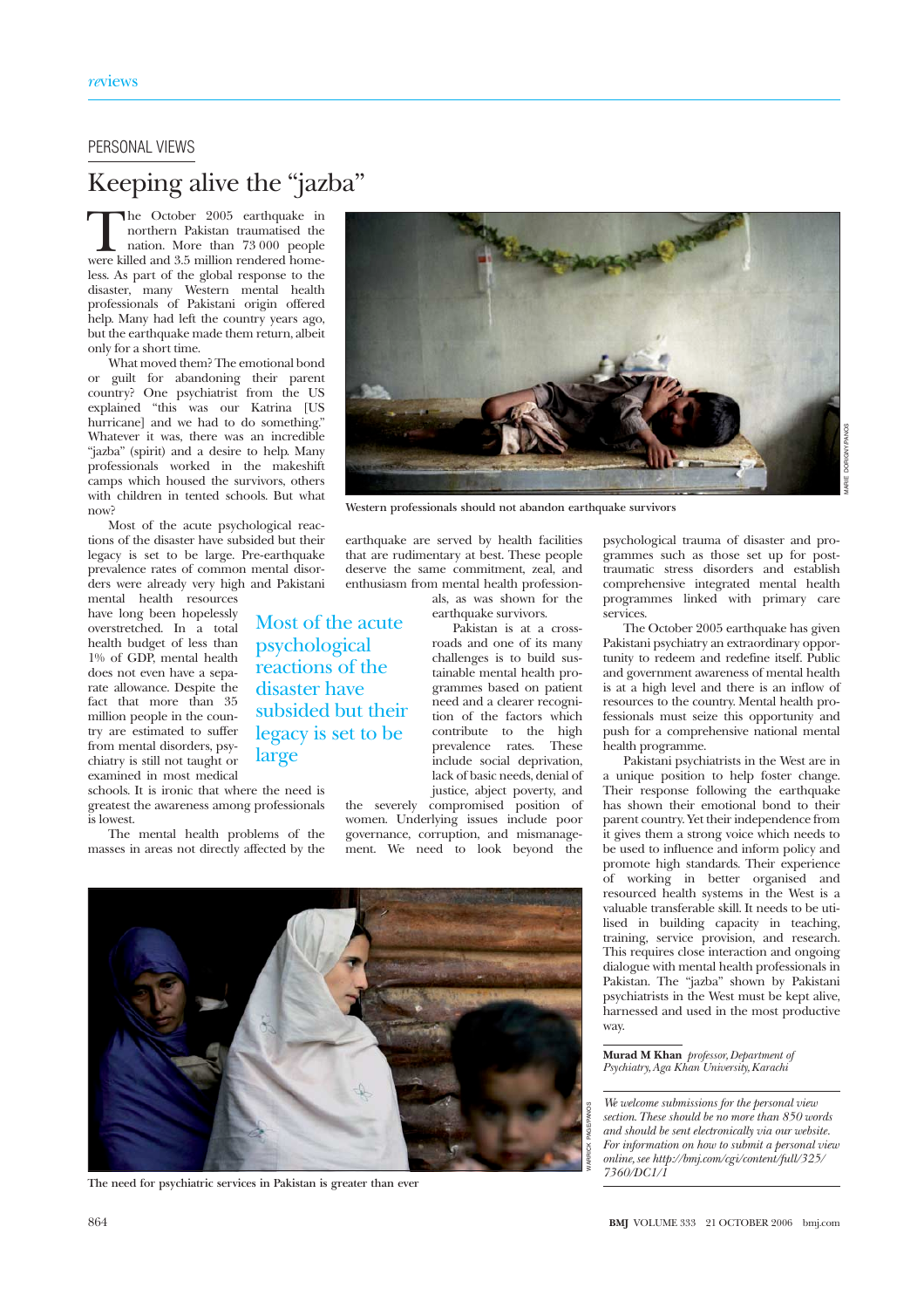PERSONAL VIEWS

# Keeping alive the "jazba"

The October 2005 earthquake in northern Pakistan traumatised the nation. More than 73 000 people were killed and 3.5 million rendered homeless. As part of the global response to the disaster, many Western mental health professionals of Pakistani origin offered help. Many had left the country years ago, but the earthquake made them return, albeit only for a short time.

What moved them? The emotional bond or guilt for abandoning their parent country? One psychiatrist from the US explained "this was our Katrina [US hurricane] and we had to do something." Whatever it was, there was an incredible "jazba" (spirit) and a desire to help. Many professionals worked in the makeshift camps which housed the survivors, others with children in tented schools. But what now?

Western professionals should not abandon earthquake survivors

Most of the acute psychological reactions of the disaster have subsided but their legacy is set to be large. Pre-earthquake prevalence rates of common mental disorders were already very high and Pakistani mental health resources have long been hopelessly overstretched. In a total health budget of less than 1% of GDP, mental health does not even have a separate allowance. Despite the fact that more than 35 million people in the country are estimated to suffer from mental disorders, psychiatry is still not taught or examined in most medical schools. It is ironic that where the need is greatest the awareness among professionals is lowest.

> Most of the acute psychological reactions of the disaster have subsided but their legacy is set to be large

The mental health problems of the masses in areas not directly affected by the earthquake are served by health facilities that are rudimentary at best. These people deserve the same commitment, zeal, and enthusiasm from mental health professionals, as was shown for the earthquake survivors.

Pakistan is at a crossroads and one of its many challenges is to build sustainable mental health programmes based on patient need and a clearer recognition of the factors which contribute to the high prevalence rates. These include social deprivation, lack of basic needs, denial of justice, abject poverty, and the severely compromised position of women. Underlying issues include poor governance, corruption, and mismanagement. We need to look beyond the psychological trauma of disaster and programmes such as those set up for post-traumatic stress disorders and establish comprehensive integrated mental health programmes linked with primary care services.

The October 2005 earthquake has given Pakistani psychiatry an extraordinary opportunity to redeem and redefine itself. Public and government awareness of mental health is at a high level and there is an inflow of resources to the country. Mental health professionals must seize this opportunity and push for a comprehensive national mental health programme.

Pakistani psychiatrists in the West are in a unique position to help foster change. Their response following the earthquake has shown their emotional bond to their parent country. Yet their independence from it gives them a strong voice which needs to be used to influence and inform policy and promote high standards. Their experience of working in better organised and resourced health systems in the West is a valuable transferable skill. It needs to be utilised in building capacity in teaching, training, service provision, and research. This requires close interaction and ongoing dialogue with mental health professionals in Pakistan. The "jazba" shown by Pakistani psychiatrists in the West must be kept alive, harnessed and used in the most productive way.

The need for psychiatric services in Pakistan is greater than ever

**Murad M Khan** *professor, Department of Psychiatry, Aga Khan University, Karachi*

*We welcome submissions for the personal view section. These should be no more than 850 words and should be sent electronically via our website. For information on how to submit a personal view online, see http://bmj.com/cgi/content/full/325/7360/DC1/1*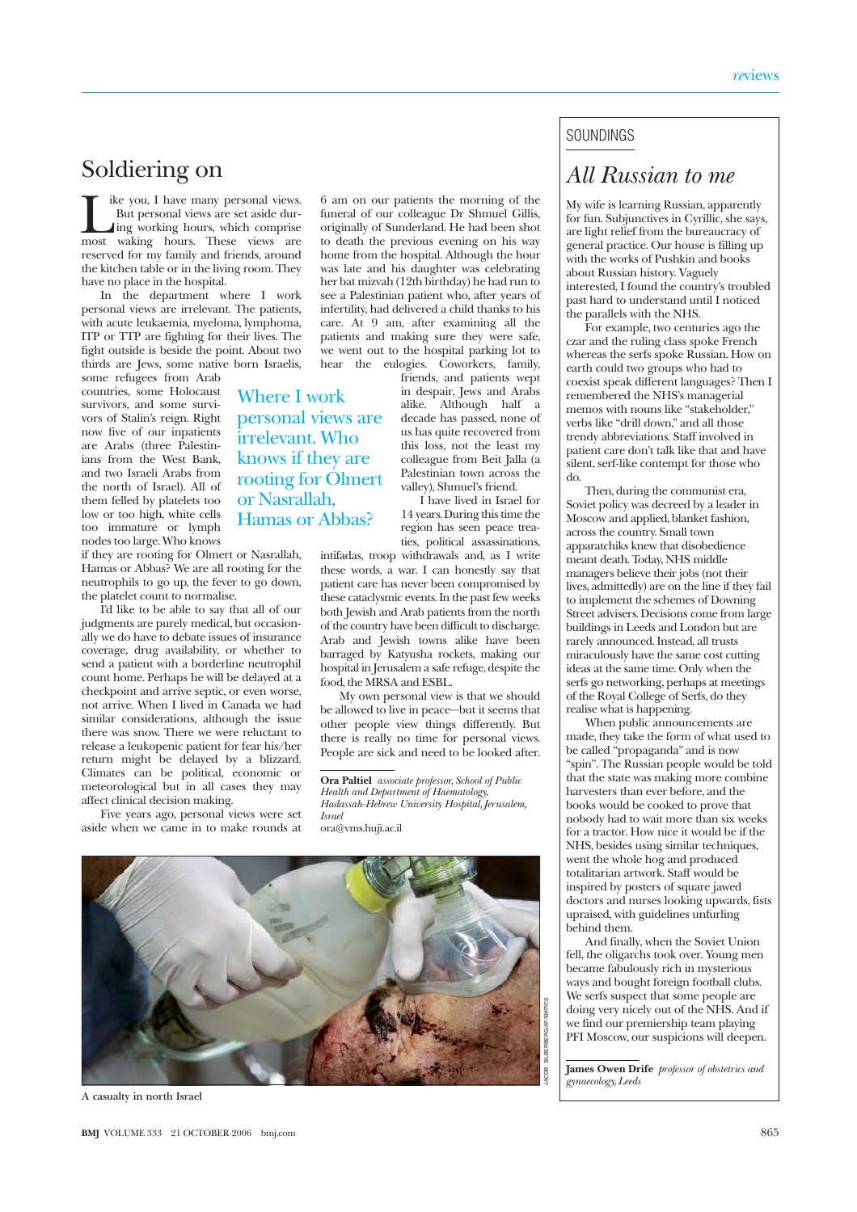# Soldiering on

Like you, I have many personal views. But personal views are set aside during working hours, which comprise most waking hours. These views are reserved for my family and friends, around the kitchen table or in the living room. They have no place in the hospital.

In the department where I work personal views are irrelevant. The patients, with acute leukaemia, myeloma, lymphoma, ITP or TTP are fighting for their lives. The fight outside is beside the point. About two thirds are Jews, some native born Israelis, some refugees from Arab countries, some Holocaust survivors, and some survivors of Stalin's reign. Right now five of our inpatients are Arabs (three Palestinians from the West Bank, and two Israeli Arabs from the north of Israel). All of them felled by platelets too low or too high, white cells too immature or lymph nodes too large. Who knows if they are rooting for Olmert or Nasrallah, Hamas or Abbas? We are all rooting for the neutrophils to go up, the fever to go down, the platelet count to normalise.

> Where I work personal views are irrelevant. Who knows if they are rooting for Olmert or Nasrallah, Hamas or Abbas?

I'd like to be able to say that all of our judgments are purely medical, but occasionally we do have to debate issues of insurance coverage, drug availability, or whether to send a patient with a borderline neutrophil count home. Perhaps he will be delayed at a checkpoint and arrive septic, or even worse, not arrive. When I lived in Canada we had similar considerations, although the issue there was snow. There we were reluctant to release a leukopenic patient for fear his/her return might be delayed by a blizzard. Climates can be political, economic or meteorological but in all cases they may affect clinical decision making.

Five years ago, personal views were set aside when we came in to make rounds at 6 am on our patients the morning of the funeral of our colleague Dr Shmuel Gillis, originally of Sunderland. He had been shot to death the previous evening on his way home from the hospital. Although the hour was late and his daughter was celebrating her bat mizvah (12th birthday) he had run to see a Palestinian patient who, after years of infertility, had delivered a child thanks to his care. At 9 am, after examining all the patients and making sure they were safe, we went out to the hospital parking lot to hear the eulogies. Coworkers, family, friends, and patients wept in despair, Jews and Arabs alike. Although half a decade has passed, none of us has quite recovered from this loss, not the least my colleague from Beit Jalla (a Palestinian town across the valley), Shmuel's friend.

I have lived in Israel for 14 years. During this time the region has seen peace treaties, political assassinations, intifadas, troop withdrawals and, as I write these words, a war. I can honestly say that patient care has never been compromised by these cataclysmic events. In the past few weeks both Jewish and Arab patients from the north of the country have been difficult to discharge. Arab and Jewish towns alike have been barraged by Katyusha rockets, making our hospital in Jerusalem a safe refuge, despite the food, the MRSA and ESBL.

My own personal view is that we should be allowed to live in peace—but it seems that other people view things differently. But there is really no time for personal views. People are sick and need to be looked after.

**Ora Paltiel** *associate professor, School of Public Health and Department of Haematology, Hadassah-Hebrew University Hospital, Jerusalem, Israel*
ora@vms.huji.ac.il

JACOB SILBERBERG/AP/EMPICS

A casualty in north Israel

## SOUNDINGS

## *All Russian to me*

My wife is learning Russian, apparently for fun. Subjunctives in Cyrillic, she says, are light relief from the bureaucracy of general practice. Our house is filling up with the works of Pushkin and books about Russian history. Vaguely interested, I found the country's troubled past hard to understand until I noticed the parallels with the NHS.

For example, two centuries ago the czar and the ruling class spoke French whereas the serfs spoke Russian. How on earth could two groups who had to coexist speak different languages? Then I remembered the NHS's managerial memos with nouns like "stakeholder," verbs like "drill down," and all those trendy abbreviations. Staff involved in patient care don't talk like that and have silent, serf-like contempt for those who do.

Then, during the communist era, Soviet policy was decreed by a leader in Moscow and applied, blanket fashion, across the country. Small town apparatchiks knew that disobedience meant death. Today, NHS middle managers believe their jobs (not their lives, admittedly) are on the line if they fail to implement the schemes of Downing Street advisers. Decisions come from large buildings in Leeds and London but are rarely announced. Instead, all trusts miraculously have the same cost cutting ideas at the same time. Only when the serfs go networking, perhaps at meetings of the Royal College of Serfs, do they realise what is happening.

When public announcements are made, they take the form of what used to be called "propaganda" and is now "spin". The Russian people would be told that the state was making more combine harvesters than ever before, and the books would be cooked to prove that nobody had to wait more than six weeks for a tractor. How nice it would be if the NHS, besides using similar techniques, went the whole hog and produced totalitarian artwork. Staff would be inspired by posters of square jawed doctors and nurses looking upwards, fists upraised, with guidelines unfurling behind them.

And finally, when the Soviet Union fell, the oligarchs took over. Young men became fabulously rich in mysterious ways and bought foreign football clubs. We serfs suspect that some people are doing very nicely out of the NHS. And if we find our premiership team playing PFI Moscow, our suspicions will deepen.

**James Owen Drife** *professor of obstetrics and gynaecology, Leeds*